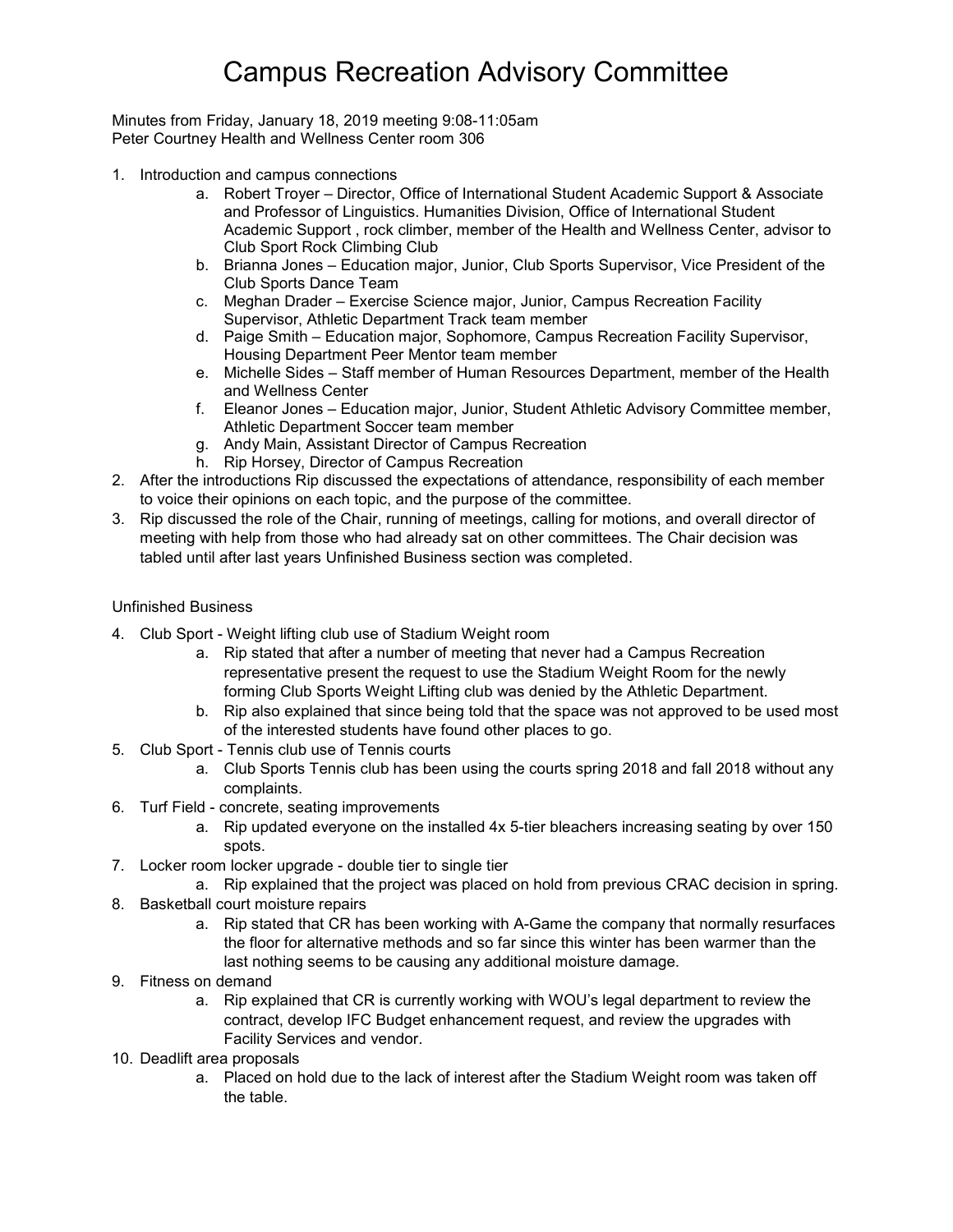# Campus Recreation Advisory Committee

Minutes from Friday, January 18, 2019 meeting 9:08-11:05am
Peter Courtney Health and Wellness Center room 306

1. Introduction and campus connections
    a. Robert Troyer – Director, Office of International Student Academic Support & Associate and Professor of Linguistics. Humanities Division, Office of International Student Academic Support , rock climber, member of the Health and Wellness Center, advisor to Club Sport Rock Climbing Club
    b. Brianna Jones – Education major, Junior, Club Sports Supervisor, Vice President of the Club Sports Dance Team
    c. Meghan Drader – Exercise Science major, Junior, Campus Recreation Facility Supervisor, Athletic Department Track team member
    d. Paige Smith – Education major, Sophomore, Campus Recreation Facility Supervisor, Housing Department Peer Mentor team member
    e. Michelle Sides – Staff member of Human Resources Department, member of the Health and Wellness Center
    f. Eleanor Jones – Education major, Junior, Student Athletic Advisory Committee member, Athletic Department Soccer team member
    g. Andy Main, Assistant Director of Campus Recreation
    h. Rip Horsey, Director of Campus Recreation
2. After the introductions Rip discussed the expectations of attendance, responsibility of each member to voice their opinions on each topic, and the purpose of the committee.
3. Rip discussed the role of the Chair, running of meetings, calling for motions, and overall director of meeting with help from those who had already sat on other committees. The Chair decision was tabled until after last years Unfinished Business section was completed.

Unfinished Business

4. Club Sport - Weight lifting club use of Stadium Weight room
    a. Rip stated that after a number of meeting that never had a Campus Recreation representative present the request to use the Stadium Weight Room for the newly forming Club Sports Weight Lifting club was denied by the Athletic Department.
    b. Rip also explained that since being told that the space was not approved to be used most of the interested students have found other places to go.
5. Club Sport - Tennis club use of Tennis courts
    a. Club Sports Tennis club has been using the courts spring 2018 and fall 2018 without any complaints.
6. Turf Field - concrete, seating improvements
    a. Rip updated everyone on the installed 4x 5-tier bleachers increasing seating by over 150 spots.
7. Locker room locker upgrade - double tier to single tier
    a. Rip explained that the project was placed on hold from previous CRAC decision in spring.
8. Basketball court moisture repairs
    a. Rip stated that CR has been working with A-Game the company that normally resurfaces the floor for alternative methods and so far since this winter has been warmer than the last nothing seems to be causing any additional moisture damage.
9. Fitness on demand
    a. Rip explained that CR is currently working with WOU's legal department to review the contract, develop IFC Budget enhancement request, and review the upgrades with Facility Services and vendor.
10. Deadlift area proposals
    a. Placed on hold due to the lack of interest after the Stadium Weight room was taken off the table.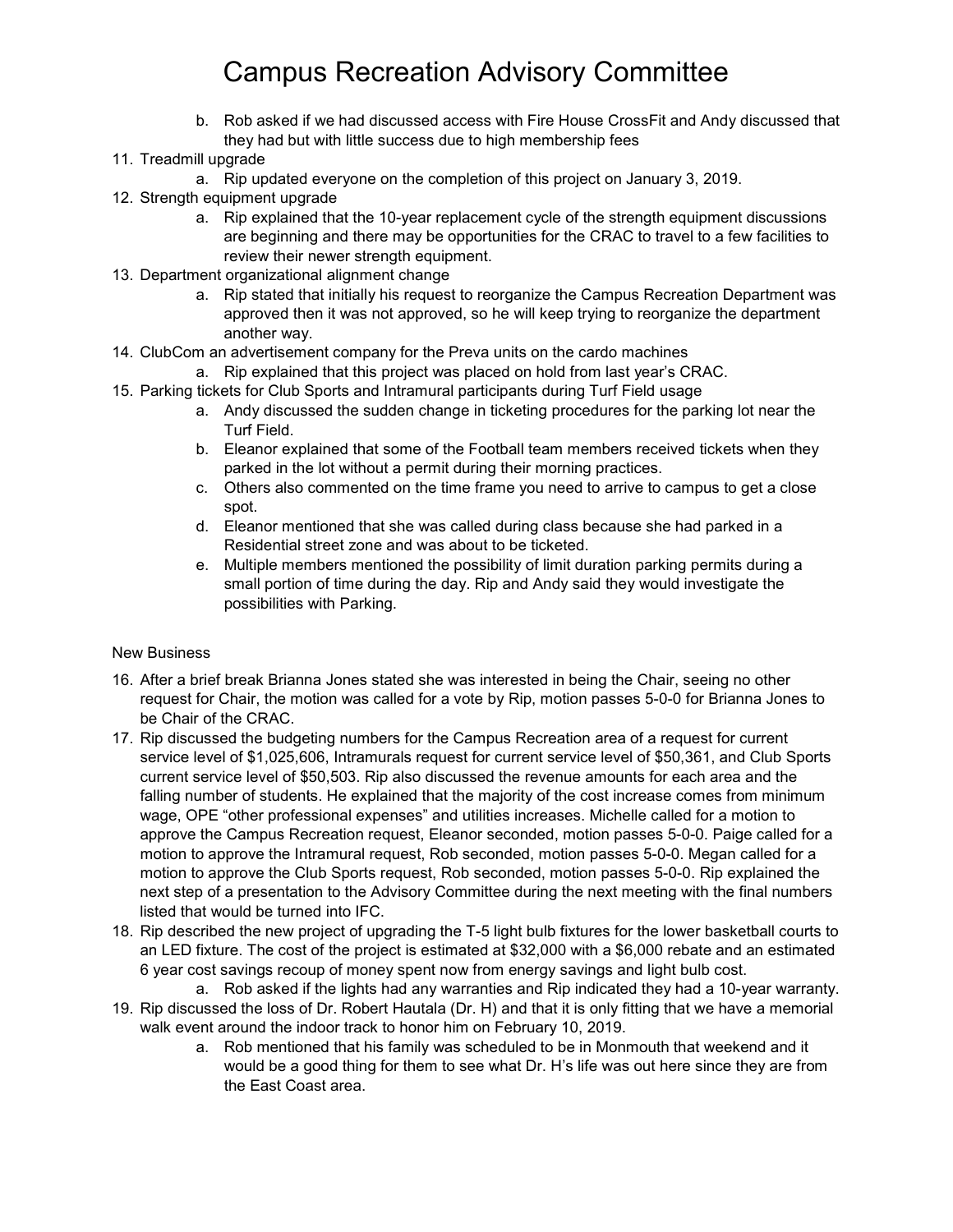# Campus Recreation Advisory Committee

   b. Rob asked if we had discussed access with Fire House CrossFit and Andy discussed that they had but with little success due to high membership fees

11. Treadmill upgrade
    a. Rip updated everyone on the completion of this project on January 3, 2019.
12. Strength equipment upgrade
    a. Rip explained that the 10-year replacement cycle of the strength equipment discussions are beginning and there may be opportunities for the CRAC to travel to a few facilities to review their newer strength equipment.
13. Department organizational alignment change
    a. Rip stated that initially his request to reorganize the Campus Recreation Department was approved then it was not approved, so he will keep trying to reorganize the department another way.
14. ClubCom an advertisement company for the Preva units on the cardo machines
    a. Rip explained that this project was placed on hold from last year's CRAC.
15. Parking tickets for Club Sports and Intramural participants during Turf Field usage
    a. Andy discussed the sudden change in ticketing procedures for the parking lot near the Turf Field.
    b. Eleanor explained that some of the Football team members received tickets when they parked in the lot without a permit during their morning practices.
    c. Others also commented on the time frame you need to arrive to campus to get a close spot.
    d. Eleanor mentioned that she was called during class because she had parked in a Residential street zone and was about to be ticketed.
    e. Multiple members mentioned the possibility of limit duration parking permits during a small portion of time during the day. Rip and Andy said they would investigate the possibilities with Parking.

New Business

16. After a brief break Brianna Jones stated she was interested in being the Chair, seeing no other request for Chair, the motion was called for a vote by Rip, motion passes 5-0-0 for Brianna Jones to be Chair of the CRAC.
17. Rip discussed the budgeting numbers for the Campus Recreation area of a request for current service level of $1,025,606, Intramurals request for current service level of $50,361, and Club Sports current service level of $50,503. Rip also discussed the revenue amounts for each area and the falling number of students. He explained that the majority of the cost increase comes from minimum wage, OPE "other professional expenses" and utilities increases. Michelle called for a motion to approve the Campus Recreation request, Eleanor seconded, motion passes 5-0-0. Paige called for a motion to approve the Intramural request, Rob seconded, motion passes 5-0-0. Megan called for a motion to approve the Club Sports request, Rob seconded, motion passes 5-0-0. Rip explained the next step of a presentation to the Advisory Committee during the next meeting with the final numbers listed that would be turned into IFC.
18. Rip described the new project of upgrading the T-5 light bulb fixtures for the lower basketball courts to an LED fixture. The cost of the project is estimated at $32,000 with a $6,000 rebate and an estimated 6 year cost savings recoup of money spent now from energy savings and light bulb cost.
    a. Rob asked if the lights had any warranties and Rip indicated they had a 10-year warranty.
19. Rip discussed the loss of Dr. Robert Hautala (Dr. H) and that it is only fitting that we have a memorial walk event around the indoor track to honor him on February 10, 2019.
    a. Rob mentioned that his family was scheduled to be in Monmouth that weekend and it would be a good thing for them to see what Dr. H's life was out here since they are from the East Coast area.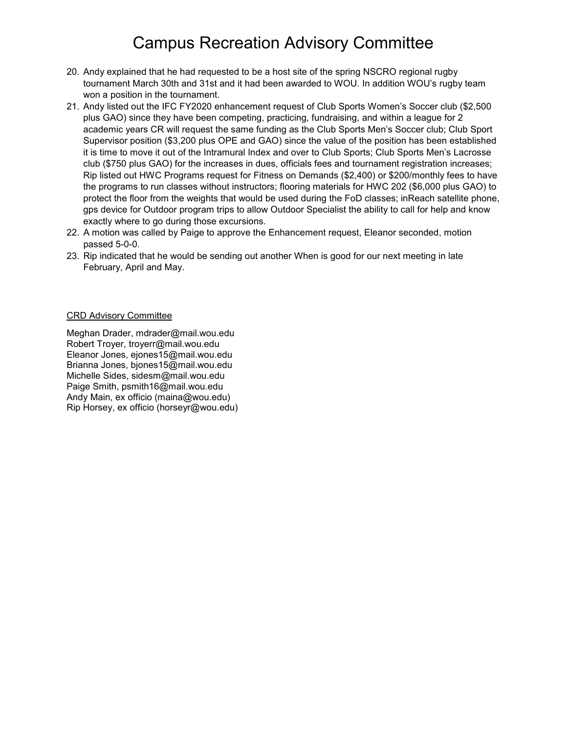# Campus Recreation Advisory Committee

20. Andy explained that he had requested to be a host site of the spring NSCRO regional rugby tournament March 30th and 31st and it had been awarded to WOU. In addition WOU's rugby team won a position in the tournament.
21. Andy listed out the IFC FY2020 enhancement request of Club Sports Women's Soccer club ($2,500 plus GAO) since they have been competing, practicing, fundraising, and within a league for 2 academic years CR will request the same funding as the Club Sports Men's Soccer club; Club Sport Supervisor position ($3,200 plus OPE and GAO) since the value of the position has been established it is time to move it out of the Intramural Index and over to Club Sports; Club Sports Men's Lacrosse club ($750 plus GAO) for the increases in dues, officials fees and tournament registration increases; Rip listed out HWC Programs request for Fitness on Demands ($2,400) or $200/monthly fees to have the programs to run classes without instructors; flooring materials for HWC 202 ($6,000 plus GAO) to protect the floor from the weights that would be used during the FoD classes; inReach satellite phone, gps device for Outdoor program trips to allow Outdoor Specialist the ability to call for help and know exactly where to go during those excursions.
22. A motion was called by Paige to approve the Enhancement request, Eleanor seconded, motion passed 5-0-0.
23. Rip indicated that he would be sending out another When is good for our next meeting in late February, April and May.

<u>CRD Advisory Committee</u>

Meghan Drader, mdrader@mail.wou.edu
Robert Troyer, troyerr@mail.wou.edu
Eleanor Jones, ejones15@mail.wou.edu
Brianna Jones, bjones15@mail.wou.edu
Michelle Sides, sidesm@mail.wou.edu
Paige Smith, psmith16@mail.wou.edu
Andy Main, ex officio (maina@wou.edu)
Rip Horsey, ex officio (horseyr@wou.edu)